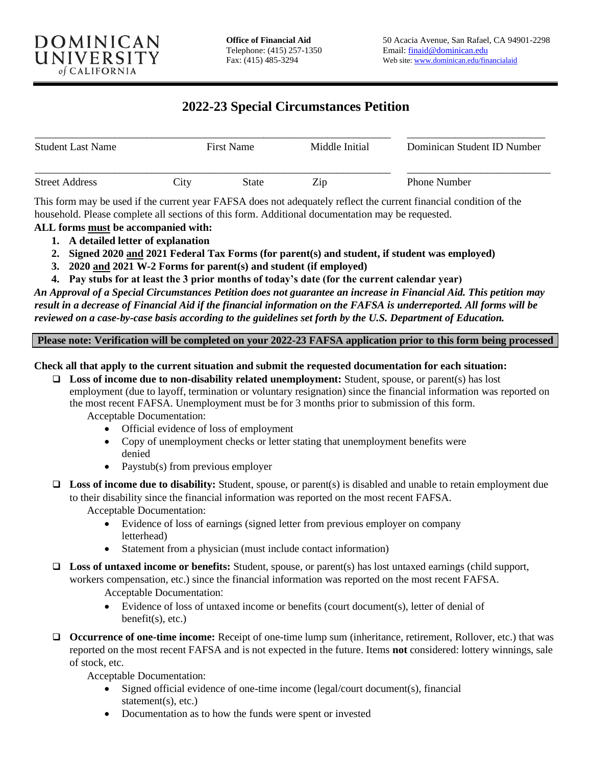DOMINICAN UNIVERSITY of CALIFORNIA

**Office of Financial Aid**
Telephone: (415) 257-1350
Fax: (415) 485-3294

50 Acacia Avenue, San Rafael, CA 94901-2298
Email: finaid@dominican.edu
Web site: www.dominican.edu/financialaid

# 2022-23 Special Circumstances Petition

| Student Last Name | First Name | Middle Initial | Dominican Student ID Number |
|---|---|---|---|
| | | | |

| Street Address | City | State | Zip | Phone Number |
|---|---|---|---|---|
| | | | | |

This form may be used if the current year FAFSA does not adequately reflect the current financial condition of the household. Please complete all sections of this form. Additional documentation may be requested.

**ALL forms must be accompanied with:**

1. **A detailed letter of explanation**
2. **Signed 2020 and 2021 Federal Tax Forms (for parent(s) and student, if student was employed)**
3. **2020 and 2021 W-2 Forms for parent(s) and student (if employed)**
4. **Pay stubs for at least the 3 prior months of today's date (for the current calendar year)**

***An Approval of a Special Circumstances Petition does not guarantee an increase in Financial Aid. This petition may result in a decrease of Financial Aid if the financial information on the FAFSA is underreported. All forms will be reviewed on a case-by-case basis according to the guidelines set forth by the U.S. Department of Education.***

**Please note: Verification will be completed on your 2022-23 FAFSA application prior to this form being processed**

**Check all that apply to the current situation and submit the requested documentation for each situation:**

- ☐ **Loss of income due to non-disability related unemployment:** Student, spouse, or parent(s) has lost employment (due to layoff, termination or voluntary resignation) since the financial information was reported on the most recent FAFSA. Unemployment must be for 3 months prior to submission of this form.
  
  Acceptable Documentation:
  - Official evidence of loss of employment
  - Copy of unemployment checks or letter stating that unemployment benefits were denied
  - Paystub(s) from previous employer

- ☐ **Loss of income due to disability:** Student, spouse, or parent(s) is disabled and unable to retain employment due to their disability since the financial information was reported on the most recent FAFSA.
  
  Acceptable Documentation:
  - Evidence of loss of earnings (signed letter from previous employer on company letterhead)
  - Statement from a physician (must include contact information)

- ☐ **Loss of untaxed income or benefits:** Student, spouse, or parent(s) has lost untaxed earnings (child support, workers compensation, etc.) since the financial information was reported on the most recent FAFSA.
  
  Acceptable Documentation:
  - Evidence of loss of untaxed income or benefits (court document(s), letter of denial of benefit(s), etc.)

- ☐ **Occurrence of one-time income:** Receipt of one-time lump sum (inheritance, retirement, Rollover, etc.) that was reported on the most recent FAFSA and is not expected in the future. Items **not** considered: lottery winnings, sale of stock, etc.
  
  Acceptable Documentation:
  - Signed official evidence of one-time income (legal/court document(s), financial statement(s), etc.)
  - Documentation as to how the funds were spent or invested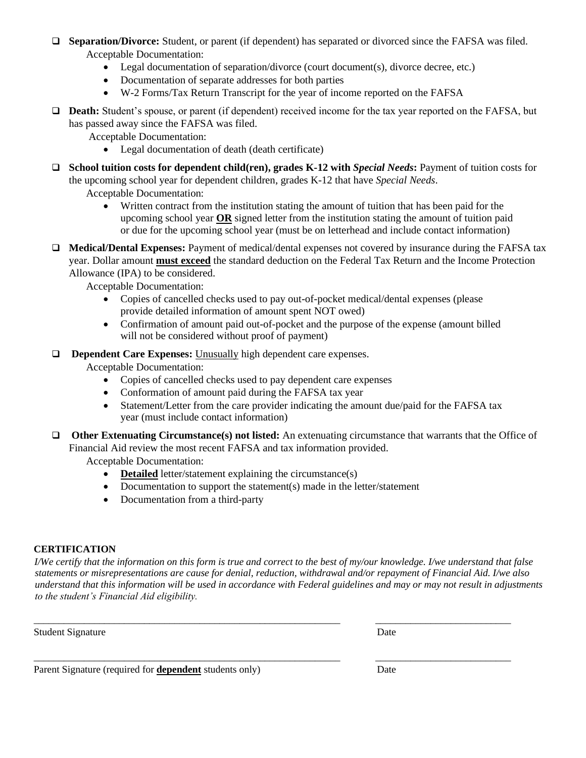- ☐ **Separation/Divorce:** Student, or parent (if dependent) has separated or divorced since the FAFSA was filed.
  Acceptable Documentation:
  - Legal documentation of separation/divorce (court document(s), divorce decree, etc.)
  - Documentation of separate addresses for both parties
  - W-2 Forms/Tax Return Transcript for the year of income reported on the FAFSA

- ☐ **Death:** Student's spouse, or parent (if dependent) received income for the tax year reported on the FAFSA, but has passed away since the FAFSA was filed.
  Acceptable Documentation:
  - Legal documentation of death (death certificate)

- ☐ **School tuition costs for dependent child(ren), grades K-12 with *Special Needs*:** Payment of tuition costs for the upcoming school year for dependent children, grades K-12 that have *Special Needs*.
  Acceptable Documentation:
  - Written contract from the institution stating the amount of tuition that has been paid for the upcoming school year <u>**OR**</u> signed letter from the institution stating the amount of tuition paid or due for the upcoming school year (must be on letterhead and include contact information)

- ☐ **Medical/Dental Expenses:** Payment of medical/dental expenses not covered by insurance during the FAFSA tax year. Dollar amount <u>**must exceed**</u> the standard deduction on the Federal Tax Return and the Income Protection Allowance (IPA) to be considered.
  Acceptable Documentation:
  - Copies of cancelled checks used to pay out-of-pocket medical/dental expenses (please provide detailed information of amount spent NOT owed)
  - Confirmation of amount paid out-of-pocket and the purpose of the expense (amount billed will not be considered without proof of payment)

- ☐ **Dependent Care Expenses:** <u>Unusually</u> high dependent care expenses.
  Acceptable Documentation:
  - Copies of cancelled checks used to pay dependent care expenses
  - Conformation of amount paid during the FAFSA tax year
  - Statement/Letter from the care provider indicating the amount due/paid for the FAFSA tax year (must include contact information)

- ☐ **Other Extenuating Circumstance(s) not listed:** An extenuating circumstance that warrants that the Office of Financial Aid review the most recent FAFSA and tax information provided.
  Acceptable Documentation:
  - <u>**Detailed**</u> letter/statement explaining the circumstance(s)
  - Documentation to support the statement(s) made in the letter/statement
  - Documentation from a third-party

**CERTIFICATION**

*I/We certify that the information on this form is true and correct to the best of my/our knowledge. I/we understand that false statements or misrepresentations are cause for denial, reduction, withdrawal and/or repayment of Financial Aid. I/we also understand that this information will be used in accordance with Federal guidelines and may or may not result in adjustments to the student's Financial Aid eligibility.*

_______________________________________________ &nbsp;&nbsp;&nbsp; ______________________

Student Signature &nbsp;&nbsp;&nbsp; Date

_______________________________________________ &nbsp;&nbsp;&nbsp; ______________________

Parent Signature (required for <u>**dependent**</u> students only) &nbsp;&nbsp;&nbsp; Date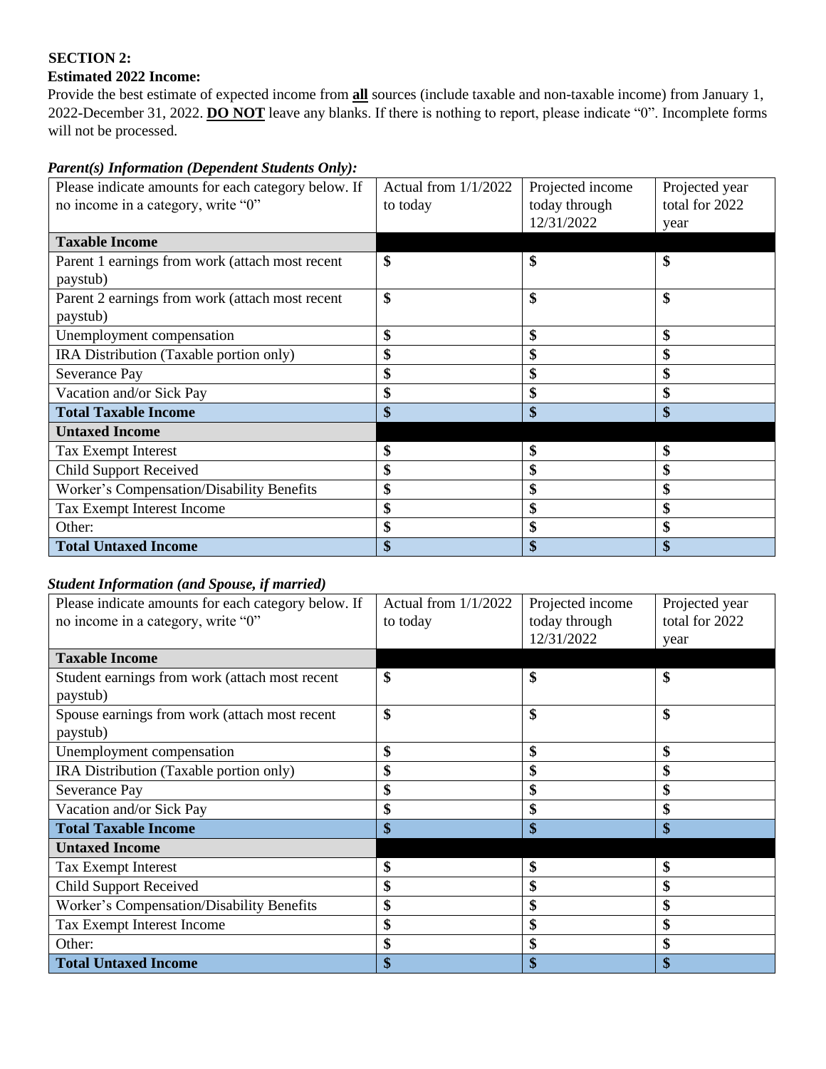**SECTION 2:**

**Estimated 2022 Income:**

Provide the best estimate of expected income from **all** sources (include taxable and non-taxable income) from January 1, 2022-December 31, 2022. **DO NOT** leave any blanks. If there is nothing to report, please indicate "0". Incomplete forms will not be processed.

***Parent(s) Information (Dependent Students Only):***

| Please indicate amounts for each category below. If no income in a category, write "0" | Actual from 1/1/2022 to today | Projected income today through 12/31/2022 | Projected year total for 2022 year |
|---|---|---|---|
| **Taxable Income** | | | |
| Parent 1 earnings from work (attach most recent paystub) | **$** | **$** | **$** |
| Parent 2 earnings from work (attach most recent paystub) | **$** | **$** | **$** |
| Unemployment compensation | **$** | **$** | **$** |
| IRA Distribution (Taxable portion only) | **$** | **$** | **$** |
| Severance Pay | **$** | **$** | **$** |
| Vacation and/or Sick Pay | **$** | **$** | **$** |
| **Total Taxable Income** | **$** | **$** | **$** |
| **Untaxed Income** | | | |
| Tax Exempt Interest | **$** | **$** | **$** |
| Child Support Received | **$** | **$** | **$** |
| Worker's Compensation/Disability Benefits | **$** | **$** | **$** |
| Tax Exempt Interest Income | **$** | **$** | **$** |
| Other: | **$** | **$** | **$** |
| **Total Untaxed Income** | **$** | **$** | **$** |

***Student Information (and Spouse, if married)***

| Please indicate amounts for each category below. If no income in a category, write "0" | Actual from 1/1/2022 to today | Projected income today through 12/31/2022 | Projected year total for 2022 year |
|---|---|---|---|
| **Taxable Income** | | | |
| Student earnings from work (attach most recent paystub) | **$** | **$** | **$** |
| Spouse earnings from work (attach most recent paystub) | **$** | **$** | **$** |
| Unemployment compensation | **$** | **$** | **$** |
| IRA Distribution (Taxable portion only) | **$** | **$** | **$** |
| Severance Pay | **$** | **$** | **$** |
| Vacation and/or Sick Pay | **$** | **$** | **$** |
| **Total Taxable Income** | **$** | **$** | **$** |
| **Untaxed Income** | | | |
| Tax Exempt Interest | **$** | **$** | **$** |
| Child Support Received | **$** | **$** | **$** |
| Worker's Compensation/Disability Benefits | **$** | **$** | **$** |
| Tax Exempt Interest Income | **$** | **$** | **$** |
| Other: | **$** | **$** | **$** |
| **Total Untaxed Income** | **$** | **$** | **$** |